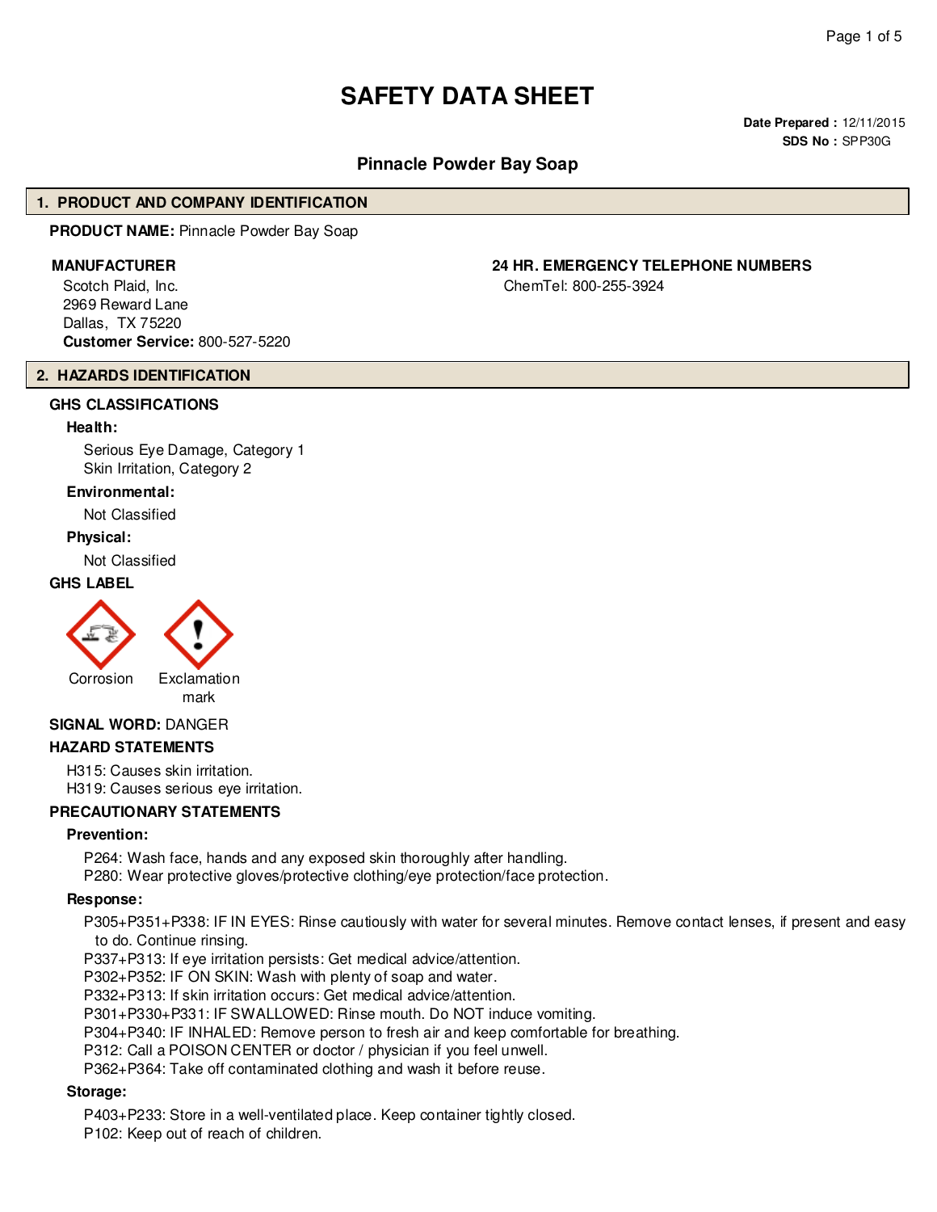# SAFETY DATA SHEET

**Date Prepared :** 12/11/2015
**SDS No :** SPP30G

## Pinnacle Powder Bay Soap

## 1. PRODUCT AND COMPANY IDENTIFICATION

**PRODUCT NAME:** Pinnacle Powder Bay Soap

**MANUFACTURER**

Scotch Plaid, Inc.
2969 Reward Lane
Dallas, TX 75220
**Customer Service:** 800-527-5220

**24 HR. EMERGENCY TELEPHONE NUMBERS**

ChemTel: 800-255-3924

## 2. HAZARDS IDENTIFICATION

### GHS CLASSIFICATIONS

**Health:**

Serious Eye Damage, Category 1
Skin Irritation, Category 2

**Environmental:**

Not Classified

**Physical:**

Not Classified

### GHS LABEL

Corrosion

Exclamation mark

**SIGNAL WORD:** DANGER

### HAZARD STATEMENTS

H315: Causes skin irritation.
H319: Causes serious eye irritation.

### PRECAUTIONARY STATEMENTS

**Prevention:**

P264: Wash face, hands and any exposed skin thoroughly after handling.
P280: Wear protective gloves/protective clothing/eye protection/face protection.

**Response:**

P305+P351+P338: IF IN EYES: Rinse cautiously with water for several minutes. Remove contact lenses, if present and easy to do. Continue rinsing.
P337+P313: If eye irritation persists: Get medical advice/attention.
P302+P352: IF ON SKIN: Wash with plenty of soap and water.
P332+P313: If skin irritation occurs: Get medical advice/attention.
P301+P330+P331: IF SWALLOWED: Rinse mouth. Do NOT induce vomiting.
P304+P340: IF INHALED: Remove person to fresh air and keep comfortable for breathing.
P312: Call a POISON CENTER or doctor / physician if you feel unwell.
P362+P364: Take off contaminated clothing and wash it before reuse.

**Storage:**

P403+P233: Store in a well-ventilated place. Keep container tightly closed.
P102: Keep out of reach of children.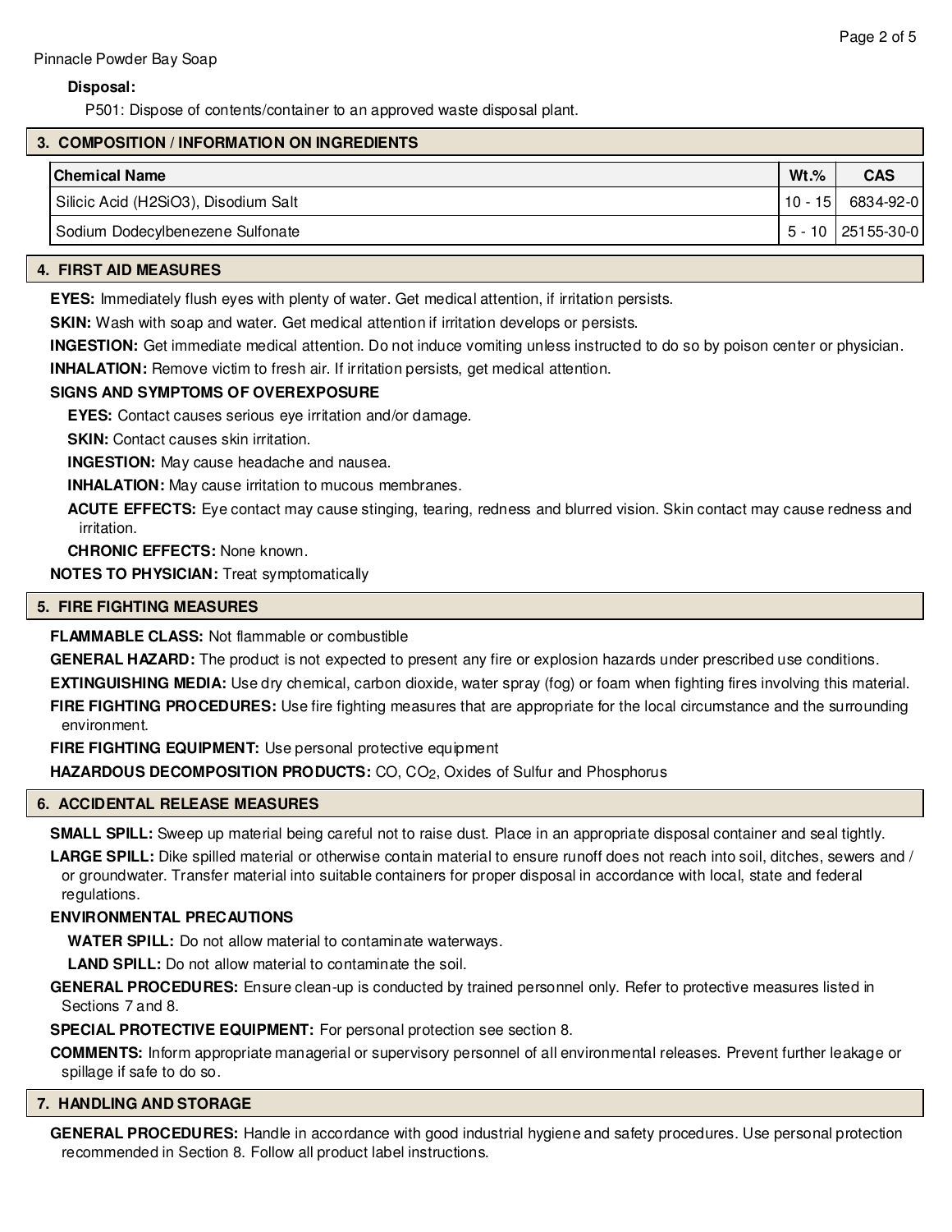**Disposal:**

P501: Dispose of contents/container to an approved waste disposal plant.

## 3. COMPOSITION / INFORMATION ON INGREDIENTS

| Chemical Name | Wt.% | CAS |
|---|---|---|
| Silicic Acid (H2SiO3), Disodium Salt | 10 - 15 | 6834-92-0 |
| Sodium Dodecylbenezene Sulfonate | 5 - 10 | 25155-30-0 |

## 4. FIRST AID MEASURES

**EYES:** Immediately flush eyes with plenty of water. Get medical attention, if irritation persists.

**SKIN:** Wash with soap and water. Get medical attention if irritation develops or persists.

**INGESTION:** Get immediate medical attention. Do not induce vomiting unless instructed to do so by poison center or physician.

**INHALATION:** Remove victim to fresh air. If irritation persists, get medical attention.

**SIGNS AND SYMPTOMS OF OVEREXPOSURE**

**EYES:** Contact causes serious eye irritation and/or damage.

**SKIN:** Contact causes skin irritation.

**INGESTION:** May cause headache and nausea.

**INHALATION:** May cause irritation to mucous membranes.

**ACUTE EFFECTS:** Eye contact may cause stinging, tearing, redness and blurred vision. Skin contact may cause redness and irritation.

**CHRONIC EFFECTS:** None known.

**NOTES TO PHYSICIAN:** Treat symptomatically

## 5. FIRE FIGHTING MEASURES

**FLAMMABLE CLASS:** Not flammable or combustible

**GENERAL HAZARD:** The product is not expected to present any fire or explosion hazards under prescribed use conditions.

**EXTINGUISHING MEDIA:** Use dry chemical, carbon dioxide, water spray (fog) or foam when fighting fires involving this material.

**FIRE FIGHTING PROCEDURES:** Use fire fighting measures that are appropriate for the local circumstance and the surrounding environment.

**FIRE FIGHTING EQUIPMENT:** Use personal protective equipment

**HAZARDOUS DECOMPOSITION PRODUCTS:** CO, $CO_2$, Oxides of Sulfur and Phosphorus

## 6. ACCIDENTAL RELEASE MEASURES

**SMALL SPILL:** Sweep up material being careful not to raise dust. Place in an appropriate disposal container and seal tightly.

**LARGE SPILL:** Dike spilled material or otherwise contain material to ensure runoff does not reach into soil, ditches, sewers and / or groundwater. Transfer material into suitable containers for proper disposal in accordance with local, state and federal regulations.

**ENVIRONMENTAL PRECAUTIONS**

**WATER SPILL:** Do not allow material to contaminate waterways.

**LAND SPILL:** Do not allow material to contaminate the soil.

**GENERAL PROCEDURES:** Ensure clean-up is conducted by trained personnel only. Refer to protective measures listed in Sections 7 and 8.

**SPECIAL PROTECTIVE EQUIPMENT:** For personal protection see section 8.

**COMMENTS:** Inform appropriate managerial or supervisory personnel of all environmental releases. Prevent further leakage or spillage if safe to do so.

## 7. HANDLING AND STORAGE

**GENERAL PROCEDURES:** Handle in accordance with good industrial hygiene and safety procedures. Use personal protection recommended in Section 8. Follow all product label instructions.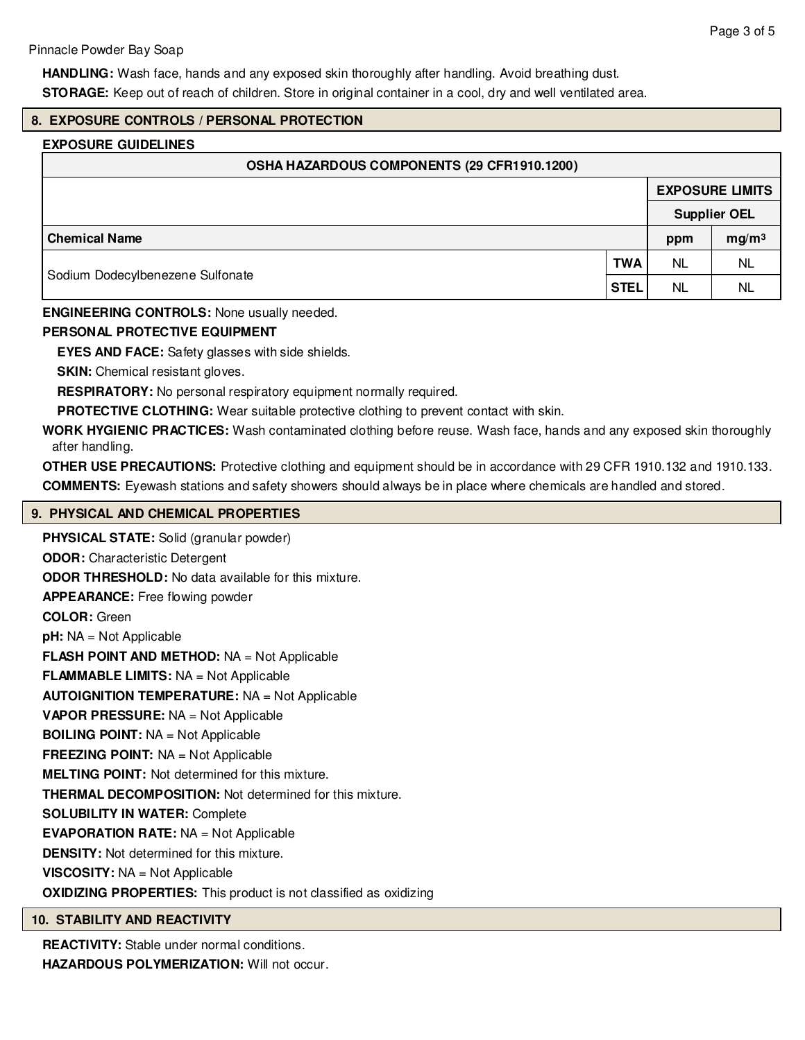**HANDLING:** Wash face, hands and any exposed skin thoroughly after handling. Avoid breathing dust.

**STORAGE:** Keep out of reach of children. Store in original container in a cool, dry and well ventilated area.

## 8. EXPOSURE CONTROLS / PERSONAL PROTECTION

**EXPOSURE GUIDELINES**

| OSHA HAZARDOUS COMPONENTS (29 CFR1910.1200) | | | |
|---|---|---|---|
| | | EXPOSURE LIMITS | |
| | | Supplier OEL | |
| Chemical Name | | ppm | mg/m³ |
| Sodium Dodecylbenezene Sulfonate | TWA | NL | NL |
| | STEL | NL | NL |

**ENGINEERING CONTROLS:** None usually needed.

**PERSONAL PROTECTIVE EQUIPMENT**

**EYES AND FACE:** Safety glasses with side shields.

**SKIN:** Chemical resistant gloves.

**RESPIRATORY:** No personal respiratory equipment normally required.

**PROTECTIVE CLOTHING:** Wear suitable protective clothing to prevent contact with skin.

**WORK HYGIENIC PRACTICES:** Wash contaminated clothing before reuse. Wash face, hands and any exposed skin thoroughly after handling.

**OTHER USE PRECAUTIONS:** Protective clothing and equipment should be in accordance with 29 CFR 1910.132 and 1910.133.

**COMMENTS:** Eyewash stations and safety showers should always be in place where chemicals are handled and stored.

## 9. PHYSICAL AND CHEMICAL PROPERTIES

**PHYSICAL STATE:** Solid (granular powder)

**ODOR:** Characteristic Detergent

**ODOR THRESHOLD:** No data available for this mixture.

**APPEARANCE:** Free flowing powder

**COLOR:** Green

**pH:** NA = Not Applicable

**FLASH POINT AND METHOD:** NA = Not Applicable

**FLAMMABLE LIMITS:** NA = Not Applicable

**AUTOIGNITION TEMPERATURE:** NA = Not Applicable

**VAPOR PRESSURE:** NA = Not Applicable

**BOILING POINT:** NA = Not Applicable

**FREEZING POINT:** NA = Not Applicable

**MELTING POINT:** Not determined for this mixture.

**THERMAL DECOMPOSITION:** Not determined for this mixture.

**SOLUBILITY IN WATER:** Complete

**EVAPORATION RATE:** NA = Not Applicable

**DENSITY:** Not determined for this mixture.

**VISCOSITY:** NA = Not Applicable

**OXIDIZING PROPERTIES:** This product is not classified as oxidizing

## 10. STABILITY AND REACTIVITY

**REACTIVITY:** Stable under normal conditions.

**HAZARDOUS POLYMERIZATION:** Will not occur.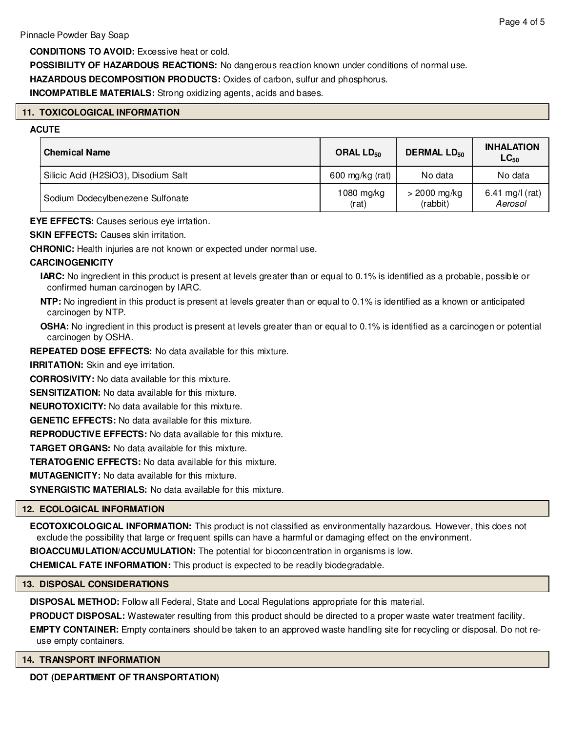**CONDITIONS TO AVOID:** Excessive heat or cold.

**POSSIBILITY OF HAZARDOUS REACTIONS:** No dangerous reaction known under conditions of normal use.

**HAZARDOUS DECOMPOSITION PRODUCTS:** Oxides of carbon, sulfur and phosphorus.

**INCOMPATIBLE MATERIALS:** Strong oxidizing agents, acids and bases.

## 11. TOXICOLOGICAL INFORMATION

**ACUTE**

| Chemical Name | ORAL $LD_{50}$ | DERMAL $LD_{50}$ | INHALATION $LC_{50}$ |
|---|---|---|---|
| Silicic Acid (H2SiO3), Disodium Salt | 600 mg/kg (rat) | No data | No data |
| Sodium Dodecylbenezene Sulfonate | 1080 mg/kg (rat) | > 2000 mg/kg (rabbit) | 6.41 mg/l (rat) *Aerosol* |

**EYE EFFECTS:** Causes serious eye irrtation.

**SKIN EFFECTS:** Causes skin irritation.

**CHRONIC:** Health injuries are not known or expected under normal use.

**CARCINOGENICITY**

**IARC:** No ingredient in this product is present at levels greater than or equal to 0.1% is identified as a probable, possible or confirmed human carcinogen by IARC.

**NTP:** No ingredient in this product is present at levels greater than or equal to 0.1% is identified as a known or anticipated carcinogen by NTP.

**OSHA:** No ingredient in this product is present at levels greater than or equal to 0.1% is identified as a carcinogen or potential carcinogen by OSHA.

**REPEATED DOSE EFFECTS:** No data available for this mixture.

**IRRITATION:** Skin and eye irritation.

**CORROSIVITY:** No data available for this mixture.

**SENSITIZATION:** No data available for this mixture.

**NEUROTOXICITY:** No data available for this mixture.

**GENETIC EFFECTS:** No data available for this mixture.

**REPRODUCTIVE EFFECTS:** No data available for this mixture.

**TARGET ORGANS:** No data available for this mixture.

**TERATOGENIC EFFECTS:** No data available for this mixture.

**MUTAGENICITY:** No data available for this mixture.

**SYNERGISTIC MATERIALS:** No data available for this mixture.

## 12. ECOLOGICAL INFORMATION

**ECOTOXICOLOGICAL INFORMATION:** This product is not classified as environmentally hazardous. However, this does not exclude the possibility that large or frequent spills can have a harmful or damaging effect on the environment.

**BIOACCUMULATION/ACCUMULATION:** The potential for bioconcentration in organisms is low.

**CHEMICAL FATE INFORMATION:** This product is expected to be readily biodegradable.

## 13. DISPOSAL CONSIDERATIONS

**DISPOSAL METHOD:** Follow all Federal, State and Local Regulations appropriate for this material.

**PRODUCT DISPOSAL:** Wastewater resulting from this product should be directed to a proper waste water treatment facility.

**EMPTY CONTAINER:** Empty containers should be taken to an approved waste handling site for recycling or disposal. Do not re-use empty containers.

## 14. TRANSPORT INFORMATION

**DOT (DEPARTMENT OF TRANSPORTATION)**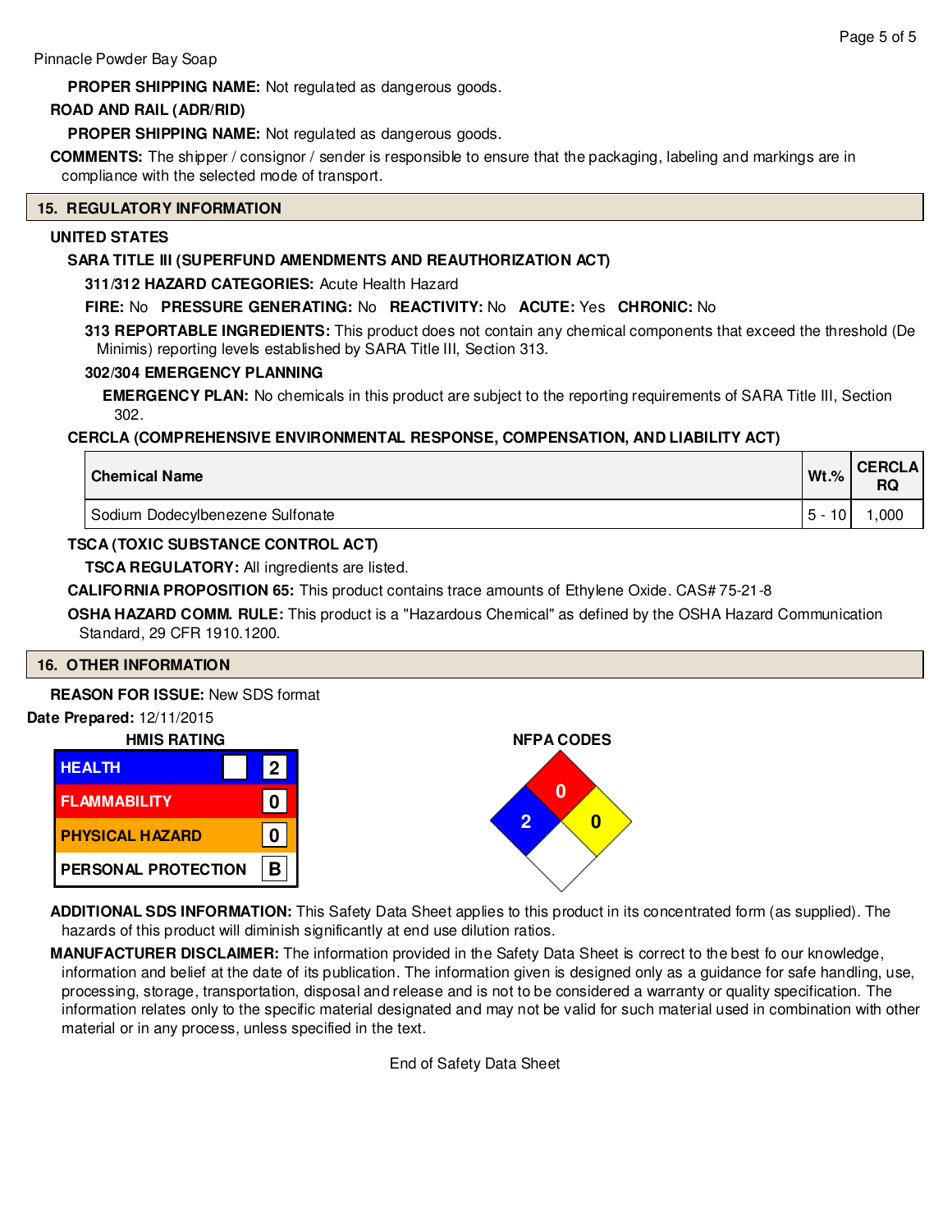Pinnacle Powder Bay Soap

**PROPER SHIPPING NAME:** Not regulated as dangerous goods.

**ROAD AND RAIL (ADR/RID)**

**PROPER SHIPPING NAME:** Not regulated as dangerous goods.

**COMMENTS:** The shipper / consignor / sender is responsible to ensure that the packaging, labeling and markings are in compliance with the selected mode of transport.

## 15. REGULATORY INFORMATION

**UNITED STATES**

**SARA TITLE III (SUPERFUND AMENDMENTS AND REAUTHORIZATION ACT)**

**311/312 HAZARD CATEGORIES:** Acute Health Hazard

**FIRE:** No **PRESSURE GENERATING:** No **REACTIVITY:** No **ACUTE:** Yes **CHRONIC:** No

**313 REPORTABLE INGREDIENTS:** This product does not contain any chemical components that exceed the threshold (De Minimis) reporting levels established by SARA Title III, Section 313.

**302/304 EMERGENCY PLANNING**

**EMERGENCY PLAN:** No chemicals in this product are subject to the reporting requirements of SARA Title III, Section 302.

**CERCLA (COMPREHENSIVE ENVIRONMENTAL RESPONSE, COMPENSATION, AND LIABILITY ACT)**

| Chemical Name | Wt.% | CERCLA RQ |
|---|---|---|
| Sodium Dodecylbenezene Sulfonate | 5 - 10 | 1,000 |

**TSCA (TOXIC SUBSTANCE CONTROL ACT)**

**TSCA REGULATORY:** All ingredients are listed.

**CALIFORNIA PROPOSITION 65:** This product contains trace amounts of Ethylene Oxide. CAS# 75-21-8

**OSHA HAZARD COMM. RULE:** This product is a "Hazardous Chemical" as defined by the OSHA Hazard Communication Standard, 29 CFR 1910.1200.

## 16. OTHER INFORMATION

**REASON FOR ISSUE:** New SDS format

**Date Prepared:** 12/11/2015

**HMIS RATING**

| | |
|---|---|
| HEALTH | 2 |
| FLAMMABILITY | 0 |
| PHYSICAL HAZARD | 0 |
| PERSONAL PROTECTION | B |

**NFPA CODES**

0
2
0

**ADDITIONAL SDS INFORMATION:** This Safety Data Sheet applies to this product in its concentrated form (as supplied). The hazards of this product will diminish significantly at end use dilution ratios.

**MANUFACTURER DISCLAIMER:** The information provided in the Safety Data Sheet is correct to the best fo our knowledge, information and belief at the date of its publication. The information given is designed only as a guidance for safe handling, use, processing, storage, transportation, disposal and release and is not to be considered a warranty or quality specification. The information relates only to the specific material designated and may not be valid for such material used in combination with other material or in any process, unless specified in the text.

End of Safety Data Sheet